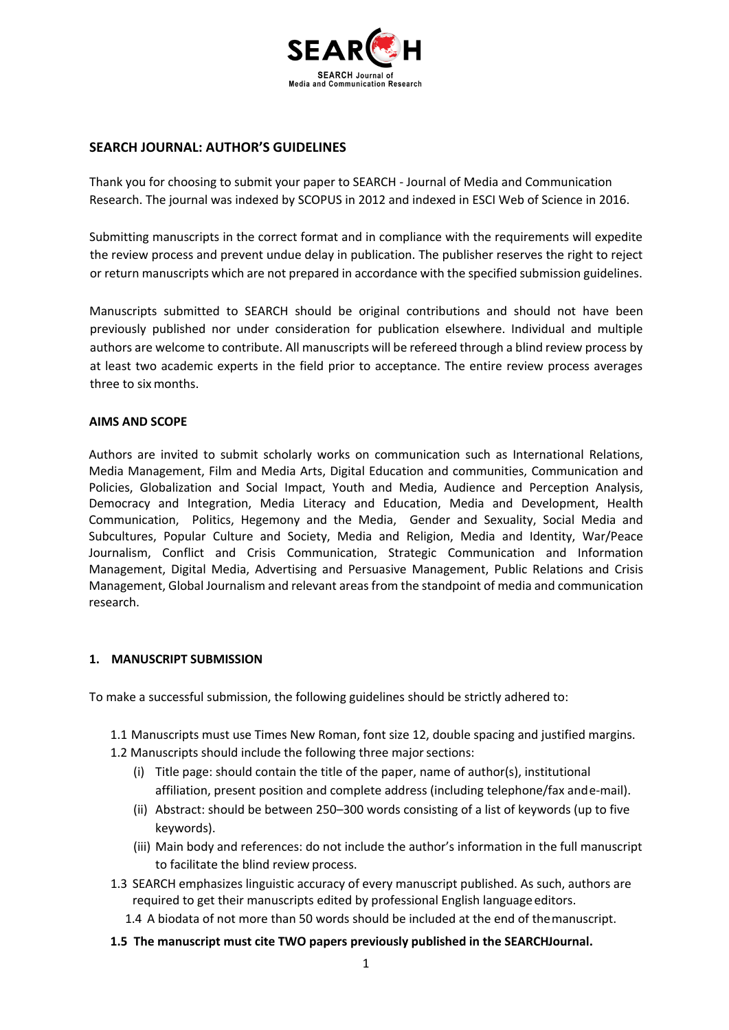SEARCH

SEARCH Journal of Media and Communication Research

## SEARCH JOURNAL: AUTHOR'S GUIDELINES

Thank you for choosing to submit your paper to SEARCH - Journal of Media and Communication Research. The journal was indexed by SCOPUS in 2012 and indexed in ESCI Web of Science in 2016.

Submitting manuscripts in the correct format and in compliance with the requirements will expedite the review process and prevent undue delay in publication. The publisher reserves the right to reject or return manuscripts which are not prepared in accordance with the specified submission guidelines.

Manuscripts submitted to SEARCH should be original contributions and should not have been previously published nor under consideration for publication elsewhere. Individual and multiple authors are welcome to contribute. All manuscripts will be refereed through a blind review process by at least two academic experts in the field prior to acceptance. The entire review process averages three to six months.

### AIMS AND SCOPE

Authors are invited to submit scholarly works on communication such as International Relations, Media Management, Film and Media Arts, Digital Education and communities, Communication and Policies, Globalization and Social Impact, Youth and Media, Audience and Perception Analysis, Democracy and Integration, Media Literacy and Education, Media and Development, Health Communication, Politics, Hegemony and the Media, Gender and Sexuality, Social Media and Subcultures, Popular Culture and Society, Media and Religion, Media and Identity, War/Peace Journalism, Conflict and Crisis Communication, Strategic Communication and Information Management, Digital Media, Advertising and Persuasive Management, Public Relations and Crisis Management, Global Journalism and relevant areas from the standpoint of media and communication research.

### 1. MANUSCRIPT SUBMISSION

To make a successful submission, the following guidelines should be strictly adhered to:

1.1 Manuscripts must use Times New Roman, font size 12, double spacing and justified margins.

1.2 Manuscripts should include the following three major sections:

(i) Title page: should contain the title of the paper, name of author(s), institutional affiliation, present position and complete address (including telephone/fax and e-mail).

(ii) Abstract: should be between 250–300 words consisting of a list of keywords (up to five keywords).

(iii) Main body and references: do not include the author's information in the full manuscript to facilitate the blind review process.

1.3 SEARCH emphasizes linguistic accuracy of every manuscript published. As such, authors are required to get their manuscripts edited by professional English language editors.

1.4 A biodata of not more than 50 words should be included at the end of the manuscript.

**1.5 The manuscript must cite TWO papers previously published in the SEARCH Journal.**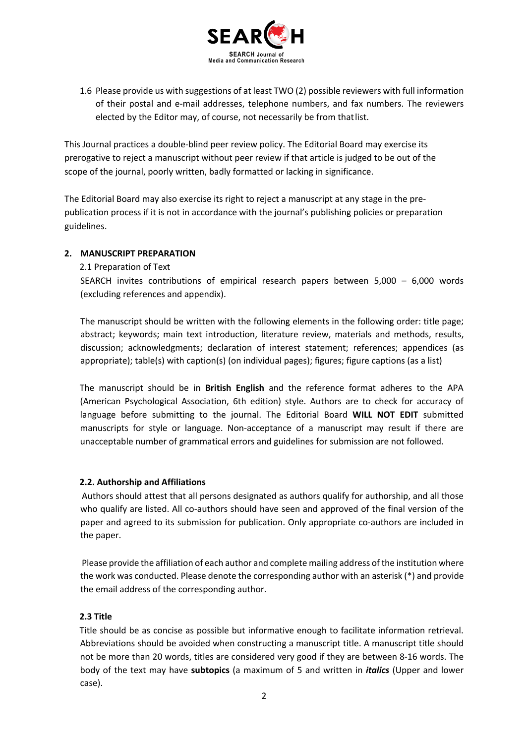1.6 Please provide us with suggestions of at least TWO (2) possible reviewers with full information of their postal and e-mail addresses, telephone numbers, and fax numbers. The reviewers elected by the Editor may, of course, not necessarily be from that list.

This Journal practices a double-blind peer review policy. The Editorial Board may exercise its prerogative to reject a manuscript without peer review if that article is judged to be out of the scope of the journal, poorly written, badly formatted or lacking in significance.

The Editorial Board may also exercise its right to reject a manuscript at any stage in the pre-publication process if it is not in accordance with the journal's publishing policies or preparation guidelines.

## 2. MANUSCRIPT PREPARATION

2.1 Preparation of Text

SEARCH invites contributions of empirical research papers between 5,000 – 6,000 words (excluding references and appendix).

The manuscript should be written with the following elements in the following order: title page; abstract; keywords; main text introduction, literature review, materials and methods, results, discussion; acknowledgments; declaration of interest statement; references; appendices (as appropriate); table(s) with caption(s) (on individual pages); figures; figure captions (as a list)

The manuscript should be in **British English** and the reference format adheres to the APA (American Psychological Association, 6th edition) style. Authors are to check for accuracy of language before submitting to the journal. The Editorial Board **WILL NOT EDIT** submitted manuscripts for style or language. Non-acceptance of a manuscript may result if there are unacceptable number of grammatical errors and guidelines for submission are not followed.

### 2.2. Authorship and Affiliations

Authors should attest that all persons designated as authors qualify for authorship, and all those who qualify are listed. All co-authors should have seen and approved of the final version of the paper and agreed to its submission for publication. Only appropriate co-authors are included in the paper.

Please provide the affiliation of each author and complete mailing address of the institution where the work was conducted. Please denote the corresponding author with an asterisk (*) and provide the email address of the corresponding author.

### 2.3 Title

Title should be as concise as possible but informative enough to facilitate information retrieval. Abbreviations should be avoided when constructing a manuscript title. A manuscript title should not be more than 20 words, titles are considered very good if they are between 8-16 words. The body of the text may have **subtopics** (a maximum of 5 and written in ***italics*** (Upper and lower case).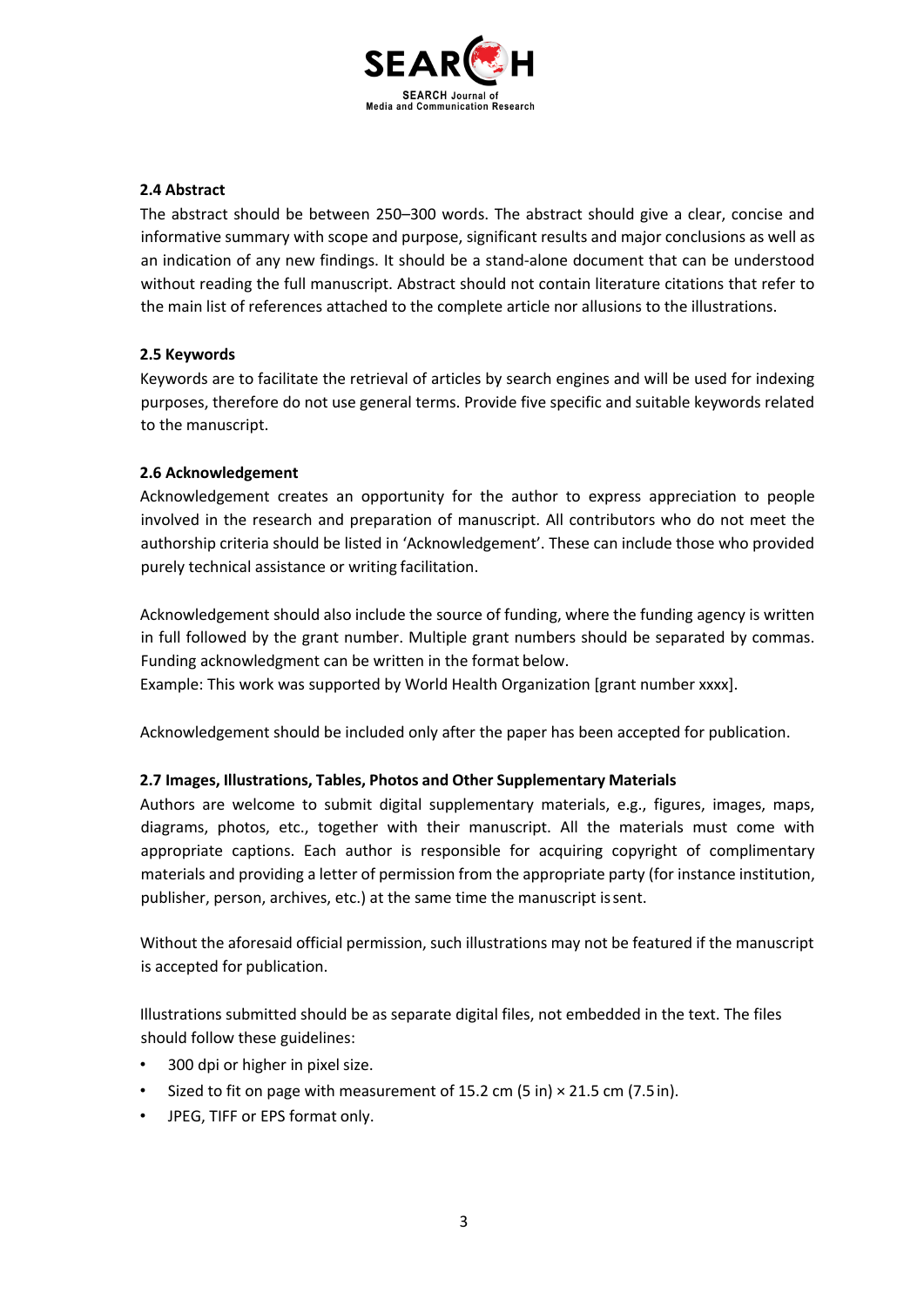### 2.4 Abstract

The abstract should be between 250–300 words. The abstract should give a clear, concise and informative summary with scope and purpose, significant results and major conclusions as well as an indication of any new findings. It should be a stand-alone document that can be understood without reading the full manuscript. Abstract should not contain literature citations that refer to the main list of references attached to the complete article nor allusions to the illustrations.

### 2.5 Keywords

Keywords are to facilitate the retrieval of articles by search engines and will be used for indexing purposes, therefore do not use general terms. Provide five specific and suitable keywords related to the manuscript.

### 2.6 Acknowledgement

Acknowledgement creates an opportunity for the author to express appreciation to people involved in the research and preparation of manuscript. All contributors who do not meet the authorship criteria should be listed in 'Acknowledgement'. These can include those who provided purely technical assistance or writing facilitation.

Acknowledgement should also include the source of funding, where the funding agency is written in full followed by the grant number. Multiple grant numbers should be separated by commas. Funding acknowledgment can be written in the format below.
Example: This work was supported by World Health Organization [grant number xxxx].

Acknowledgement should be included only after the paper has been accepted for publication.

### 2.7 Images, Illustrations, Tables, Photos and Other Supplementary Materials

Authors are welcome to submit digital supplementary materials, e.g., figures, images, maps, diagrams, photos, etc., together with their manuscript. All the materials must come with appropriate captions. Each author is responsible for acquiring copyright of complimentary materials and providing a letter of permission from the appropriate party (for instance institution, publisher, person, archives, etc.) at the same time the manuscript is sent.

Without the aforesaid official permission, such illustrations may not be featured if the manuscript is accepted for publication.

Illustrations submitted should be as separate digital files, not embedded in the text. The files should follow these guidelines:

- 300 dpi or higher in pixel size.
- Sized to fit on page with measurement of 15.2 cm (5 in) × 21.5 cm (7.5 in).
- JPEG, TIFF or EPS format only.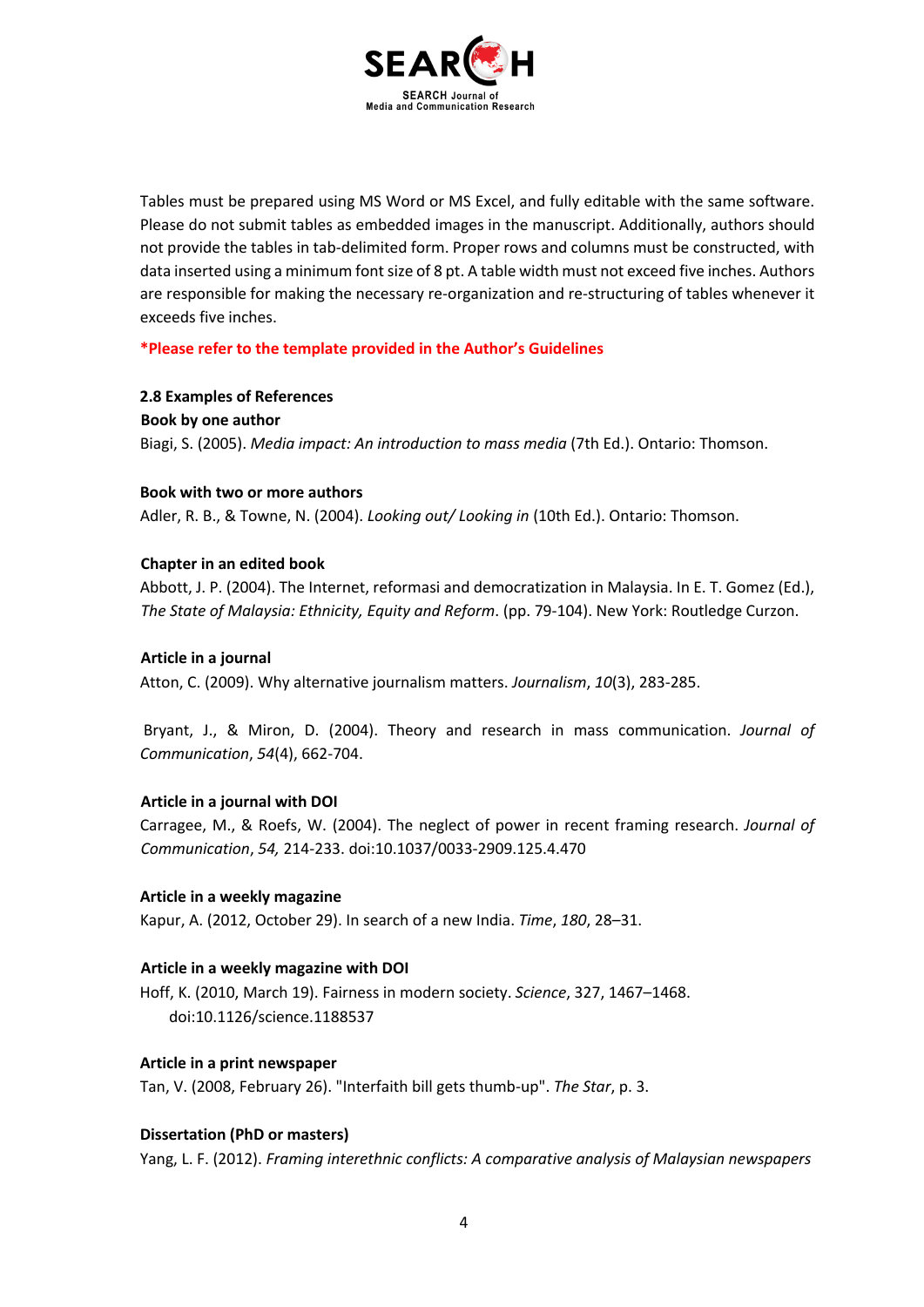Tables must be prepared using MS Word or MS Excel, and fully editable with the same software. Please do not submit tables as embedded images in the manuscript. Additionally, authors should not provide the tables in tab-delimited form. Proper rows and columns must be constructed, with data inserted using a minimum font size of 8 pt. A table width must not exceed five inches. Authors are responsible for making the necessary re-organization and re-structuring of tables whenever it exceeds five inches.

**\*Please refer to the template provided in the Author's Guidelines**

### 2.8 Examples of References

**Book by one author**

Biagi, S. (2005). *Media impact: An introduction to mass media* (7th Ed.). Ontario: Thomson.

**Book with two or more authors**

Adler, R. B., & Towne, N. (2004). *Looking out/ Looking in* (10th Ed.). Ontario: Thomson.

**Chapter in an edited book**

Abbott, J. P. (2004). The Internet, reformasi and democratization in Malaysia. In E. T. Gomez (Ed.), *The State of Malaysia: Ethnicity, Equity and Reform*. (pp. 79-104). New York: Routledge Curzon.

**Article in a journal**

Atton, C. (2009). Why alternative journalism matters. *Journalism*, *10*(3), 283-285.

Bryant, J., & Miron, D. (2004). Theory and research in mass communication. *Journal of Communication*, *54*(4), 662-704.

**Article in a journal with DOI**

Carragee, M., & Roefs, W. (2004). The neglect of power in recent framing research. *Journal of Communication*, *54,* 214-233. doi:10.1037/0033-2909.125.4.470

**Article in a weekly magazine**

Kapur, A. (2012, October 29). In search of a new India. *Time*, *180*, 28–31.

**Article in a weekly magazine with DOI**

Hoff, K. (2010, March 19). Fairness in modern society. *Science*, 327, 1467–1468. doi:10.1126/science.1188537

**Article in a print newspaper**

Tan, V. (2008, February 26). "Interfaith bill gets thumb-up". *The Star*, p. 3.

**Dissertation (PhD or masters)**

Yang, L. F. (2012). *Framing interethnic conflicts: A comparative analysis of Malaysian newspapers*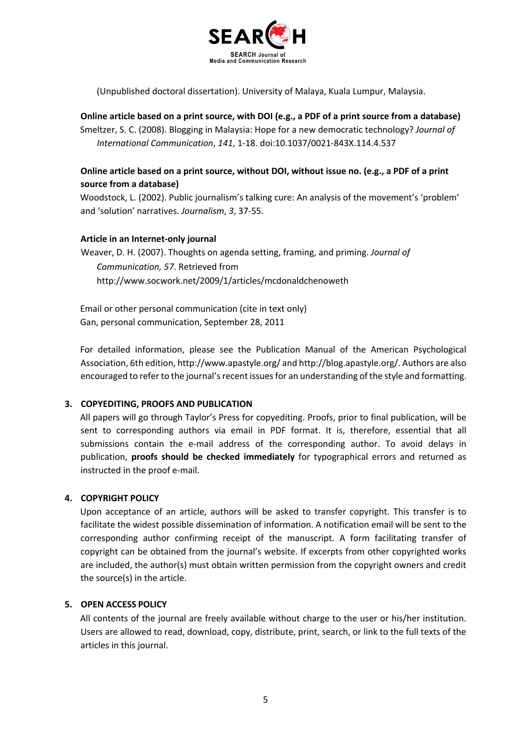(Unpublished doctoral dissertation). University of Malaya, Kuala Lumpur, Malaysia.

**Online article based on a print source, with DOI (e.g., a PDF of a print source from a database)**

Smeltzer, S. C. (2008). Blogging in Malaysia: Hope for a new democratic technology? *Journal of International Communication*, *141*, 1-18. doi:10.1037/0021-843X.114.4.537

**Online article based on a print source, without DOI, without issue no. (e.g., a PDF of a print source from a database)**

Woodstock, L. (2002). Public journalism's talking cure: An analysis of the movement's 'problem' and 'solution' narratives. *Journalism*, *3*, 37-55.

**Article in an Internet-only journal**

Weaver, D. H. (2007). Thoughts on agenda setting, framing, and priming. *Journal of Communication, 57*. Retrieved from http://www.socwork.net/2009/1/articles/mcdonaldchenoweth

Email or other personal communication (cite in text only)

Gan, personal communication, September 28, 2011

For detailed information, please see the Publication Manual of the American Psychological Association, 6th edition, http://www.apastyle.org/ and http://blog.apastyle.org/. Authors are also encouraged to refer to the journal's recent issues for an understanding of the style and formatting.

## 3. COPYEDITING, PROOFS AND PUBLICATION

All papers will go through Taylor's Press for copyediting. Proofs, prior to final publication, will be sent to corresponding authors via email in PDF format. It is, therefore, essential that all submissions contain the e-mail address of the corresponding author. To avoid delays in publication, **proofs should be checked immediately** for typographical errors and returned as instructed in the proof e-mail.

## 4. COPYRIGHT POLICY

Upon acceptance of an article, authors will be asked to transfer copyright. This transfer is to facilitate the widest possible dissemination of information. A notification email will be sent to the corresponding author confirming receipt of the manuscript. A form facilitating transfer of copyright can be obtained from the journal's website. If excerpts from other copyrighted works are included, the author(s) must obtain written permission from the copyright owners and credit the source(s) in the article.

## 5. OPEN ACCESS POLICY

All contents of the journal are freely available without charge to the user or his/her institution. Users are allowed to read, download, copy, distribute, print, search, or link to the full texts of the articles in this journal.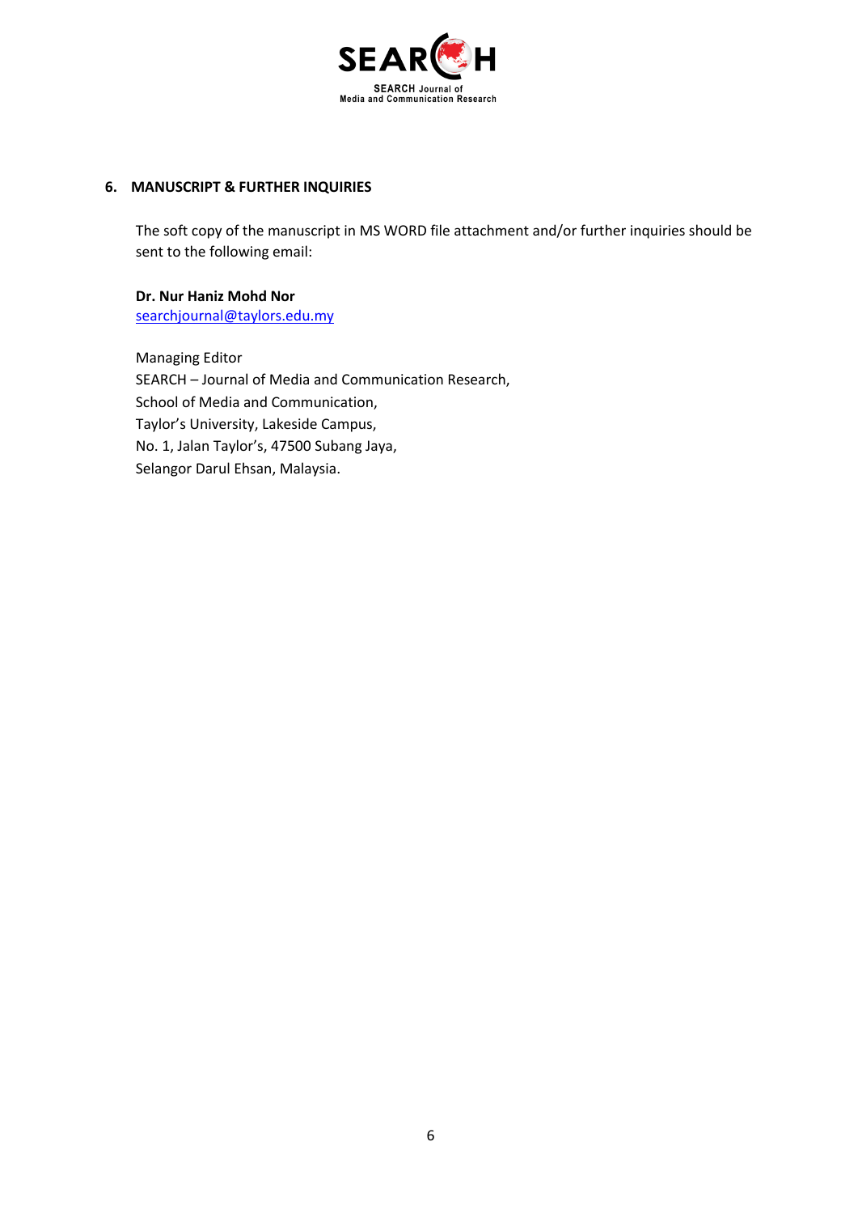## 6. MANUSCRIPT & FURTHER INQUIRIES

The soft copy of the manuscript in MS WORD file attachment and/or further inquiries should be sent to the following email:

**Dr. Nur Haniz Mohd Nor**
searchjournal@taylors.edu.my

Managing Editor
SEARCH – Journal of Media and Communication Research,
School of Media and Communication,
Taylor's University, Lakeside Campus,
No. 1, Jalan Taylor's, 47500 Subang Jaya,
Selangor Darul Ehsan, Malaysia.